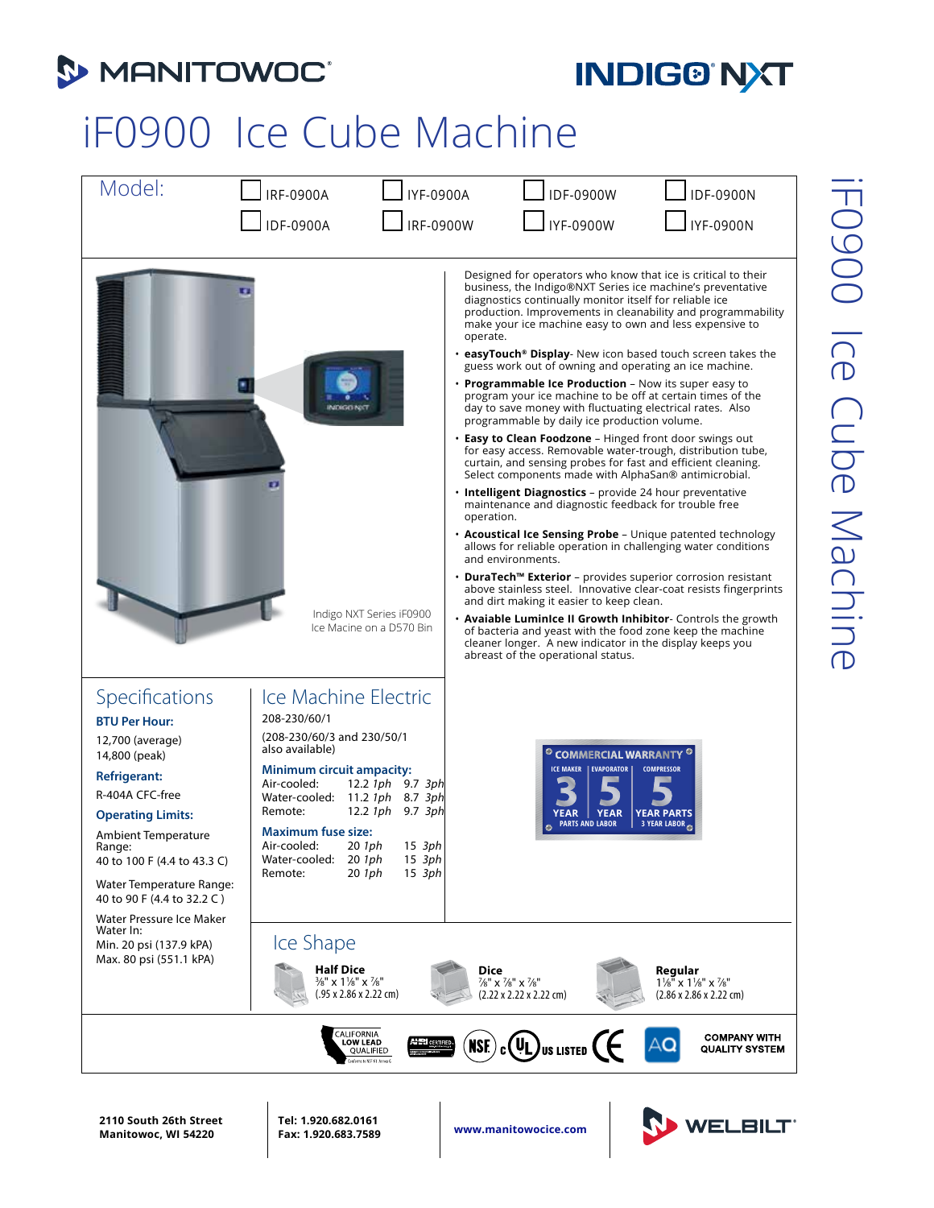MANITOWOC® INDIGO® NXT

# iF0900 Ice Cube Machine

**Model:**

- ☐ IRF-0900A
- ☐ IDF-0900A
- ☐ IYF-0900A
- ☐ IRF-0900W
- ☐ IDF-0900W
- ☐ IYF-0900W
- ☐ IDF-0900N
- ☐ IYF-0900N

Indigo NXT Series iF0900 Ice Macine on a D570 Bin

Designed for operators who know that ice is critical to their business, the Indigo®NXT Series ice machine's preventative diagnostics continually monitor itself for reliable ice production. Improvements in cleanability and programmability make your ice machine easy to own and less expensive to operate.

- **easyTouch® Display**- New icon based touch screen takes the guess work out of owning and operating an ice machine.
- **Programmable Ice Production** – Now its super easy to program your ice machine to be off at certain times of the day to save money with fluctuating electrical rates. Also programmable by daily ice production volume.
- **Easy to Clean Foodzone** – Hinged front door swings out for easy access. Removable water-trough, distribution tube, curtain, and sensing probes for fast and efficient cleaning. Select components made with AlphaSan® antimicrobial.
- **Intelligent Diagnostics** – provide 24 hour preventative maintenance and diagnostic feedback for trouble free operation.
- **Acoustical Ice Sensing Probe** – Unique patented technology allows for reliable operation in challenging water conditions and environments.
- **DuraTech™ Exterior** – provides superior corrosion resistant above stainless steel. Innovative clear-coat resists fingerprints and dirt making it easier to keep clean.
- **Avaiable LuminIce II Growth Inhibitor**- Controls the growth of bacteria and yeast with the food zone keep the machine cleaner longer. A new indicator in the display keeps you abreast of the operational status.

## Specifications

**BTU Per Hour:**

12,700 (average)
14,800 (peak)

**Refrigerant:**

R-404A CFC-free

**Operating Limits:**

Ambient Temperature Range:
40 to 100 F (4.4 to 43.3 C)

Water Temperature Range:
40 to 90 F (4.4 to 32.2 C )

Water Pressure Ice Maker Water In:
Min. 20 psi (137.9 kPA)
Max. 80 psi (551.1 kPA)

## Ice Machine Electric

208-230/60/1

(208-230/60/3 and 230/50/1 also available)

**Minimum circuit ampacity:**

| | | |
|---|---|---|
| Air-cooled: | 12.2 *1ph* | 9.7 *3ph* |
| Water-cooled: | 11.2 *1ph* | 8.7 *3ph* |
| Remote: | 12.2 *1ph* | 9.7 *3ph* |

**Maximum fuse size:**

| | | |
|---|---|---|
| Air-cooled: | 20 *1ph* | 15 *3ph* |
| Water-cooled: | 20 *1ph* | 15 *3ph* |
| Remote: | 20 *1ph* | 15 *3ph* |

**COMMERCIAL WARRANTY**

| ICE MAKER | EVAPORATOR | COMPRESSOR |
|---|---|---|
| 3 YEAR | 5 YEAR | 5 YEAR PARTS |
| PARTS AND LABOR | | 3 YEAR LABOR |

## Ice Shape

**Half Dice**
⅜" x 1⅛" x ⅞"
(.95 x 2.86 x 2.22 cm)

**Dice**
⅞" x ⅞" x ⅞"
(2.22 x 2.22 x 2.22 cm)

**Regular**
1⅛" x 1⅛" x ⅞"
(2.86 x 2.86 x 2.22 cm)

CALIFORNIA LOW LEAD QUALIFIED | AHRI CERTIFIED | NSF | c UL US LISTED | CE | AQ | COMPANY WITH QUALITY SYSTEM

2110 South 26th Street
Manitowoc, WI 54220

Tel: 1.920.682.0161
Fax: 1.920.683.7589

www.manitowocice.com

WELBILT®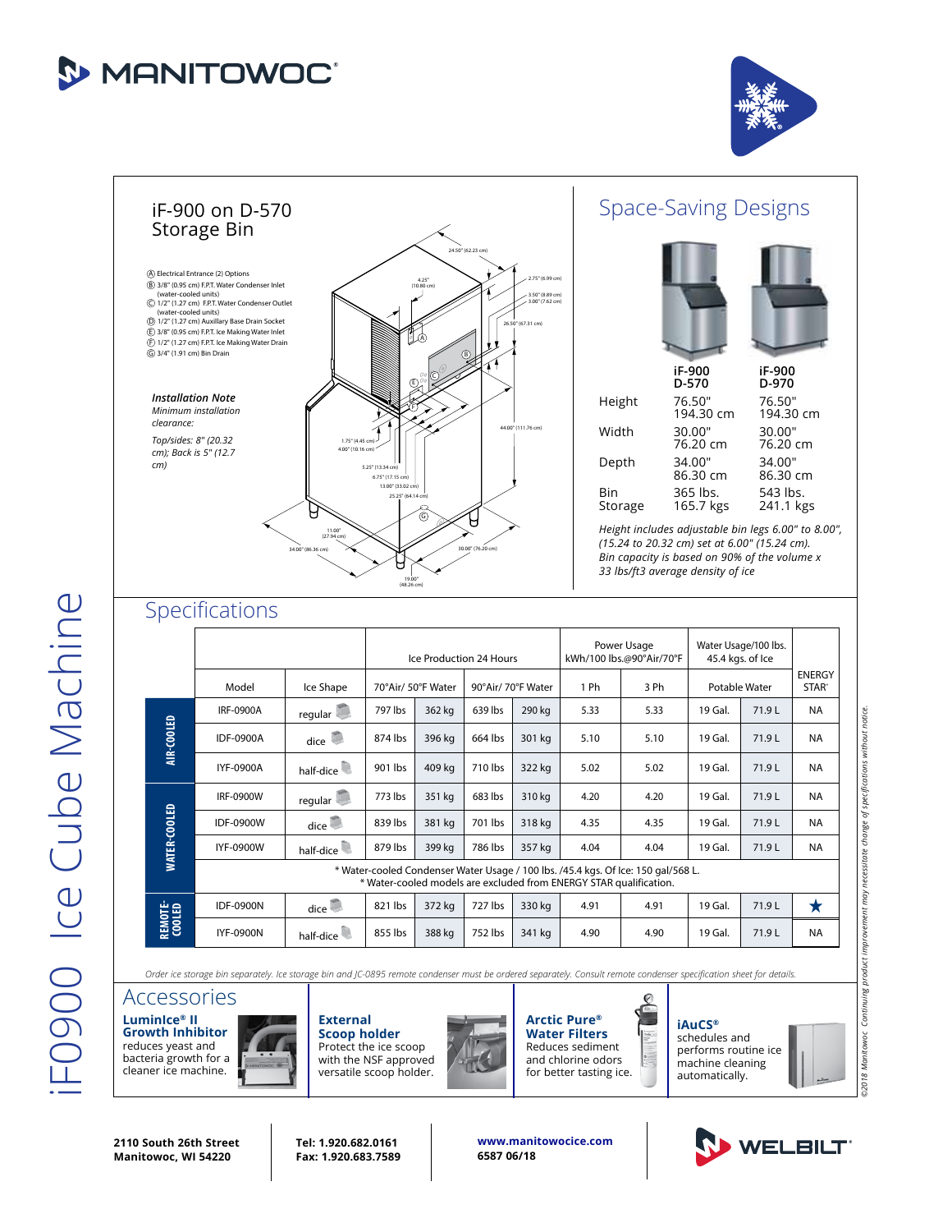# iF0900 Ice Cube Machine

## iF-900 on D-570 Storage Bin

Ⓐ Electrical Entrance (2) Options
Ⓑ 3/8" (0.95 cm) F.P.T. Water Condenser Inlet (water-cooled units)
Ⓒ 1/2" (1.27 cm) F.P.T. Water Condenser Outlet (water-cooled units)
Ⓓ 1/2" (1.27 cm) Auxiliary Base Drain Socket
Ⓔ 3/8" (0.95 cm) F.P.T. Ice Making Water Inlet
Ⓕ 1/2" (1.27 cm) F.P.T. Ice Making Water Drain
Ⓖ 3/4" (1.91 cm) Bin Drain

***Installation Note***

*Minimum installation clearance:*

*Top/sides: 8" (20.32 cm); Back is 5" (12.7 cm)*

24.50" (62.23 cm)
4.25" (10.80 cm)
2.75" (6.99 cm)
3.50" (8.89 cm)
3.00" (7.62 cm)
26.50" (67.31 cm)
44.00" (111.76 cm)
1.75" (4.45 cm)
4.00" (10.16 cm)
5.25" (13.34 cm)
6.75" (17.15 cm)
13.00" (33.02 cm)
25.25" (64.14 cm)
11.00" (27.94 cm)
34.00" (86.36 cm)
30.00" (76.20 cm)
19.00" (48.26 cm)

## Space-Saving Designs

| | iF-900 D-570 | iF-900 D-970 |
|---|---|---|
| Height | 76.50" 194.30 cm | 76.50" 194.30 cm |
| Width | 30.00" 76.20 cm | 30.00" 76.20 cm |
| Depth | 34.00" 86.30 cm | 34.00" 86.30 cm |
| Bin Storage | 365 lbs. 165.7 kgs | 543 lbs. 241.1 kgs |

*Height includes adjustable bin legs 6.00" to 8.00", (15.24 to 20.32 cm) set at 6.00" (15.24 cm). Bin capacity is based on 90% of the volume x 33 lbs/ft3 average density of ice*

## Specifications

| | | | Ice Production 24 Hours | | | | Power Usage kWh/100 lbs.@90°Air/70°F | | Water Usage/100 lbs. 45.4 kgs. of Ice | | |
|---|---|---|---|---|---|---|---|---|---|---|---|
| | Model | Ice Shape | 70°Air/ 50°F Water | | 90°Air/ 70°F Water | | 1 Ph | 3 Ph | Potable Water | | ENERGY STAR® |
| AIR-COOLED | IRF-0900A | regular | 797 lbs | 362 kg | 639 lbs | 290 kg | 5.33 | 5.33 | 19 Gal. | 71.9 L | NA |
| AIR-COOLED | IDF-0900A | dice | 874 lbs | 396 kg | 664 lbs | 301 kg | 5.10 | 5.10 | 19 Gal. | 71.9 L | NA |
| AIR-COOLED | IYF-0900A | half-dice | 901 lbs | 409 kg | 710 lbs | 322 kg | 5.02 | 5.02 | 19 Gal. | 71.9 L | NA |
| WATER-COOLED | IRF-0900W | regular | 773 lbs | 351 kg | 683 lbs | 310 kg | 4.20 | 4.20 | 19 Gal. | 71.9 L | NA |
| WATER-COOLED | IDF-0900W | dice | 839 lbs | 381 kg | 701 lbs | 318 kg | 4.35 | 4.35 | 19 Gal. | 71.9 L | NA |
| WATER-COOLED | IYF-0900W | half-dice | 879 lbs | 399 kg | 786 lbs | 357 kg | 4.04 | 4.04 | 19 Gal. | 71.9 L | NA |
| WATER-COOLED | * Water-cooled Condenser Water Usage / 100 lbs. /45.4 kgs. Of Ice: 150 gal/568 L. * Water-cooled models are excluded from ENERGY STAR qualification. | | | | | | | | | | |
| REMOTE-COOLED | IDF-0900N | dice | 821 lbs | 372 kg | 727 lbs | 330 kg | 4.91 | 4.91 | 19 Gal. | 71.9 L | ★ |
| REMOTE-COOLED | IYF-0900N | half-dice | 855 lbs | 388 kg | 752 lbs | 341 kg | 4.90 | 4.90 | 19 Gal. | 71.9 L | NA |

*Order ice storage bin separately. Ice storage bin and JC-0895 remote condenser must be ordered separately. Consult remote condenser specification sheet for details.*

## Accessories

**LuminIce® II Growth Inhibitor**
reduces yeast and bacteria growth for a cleaner ice machine.

**External Scoop holder**
Protect the ice scoop with the NSF approved versatile scoop holder.

**Arctic Pure® Water Filters**
Reduces sediment and chlorine odors for better tasting ice.

**iAuCS®**
schedules and performs routine ice machine cleaning automatically.

*©2018 Manitowoc Continuing product improvement may necessitate change of specifications without notice.*

**2110 South 26th Street**
**Manitowoc, WI 54220**

**Tel: 1.920.682.0161**
**Fax: 1.920.683.7589**

**www.manitowocice.com**
**6587 06/18**